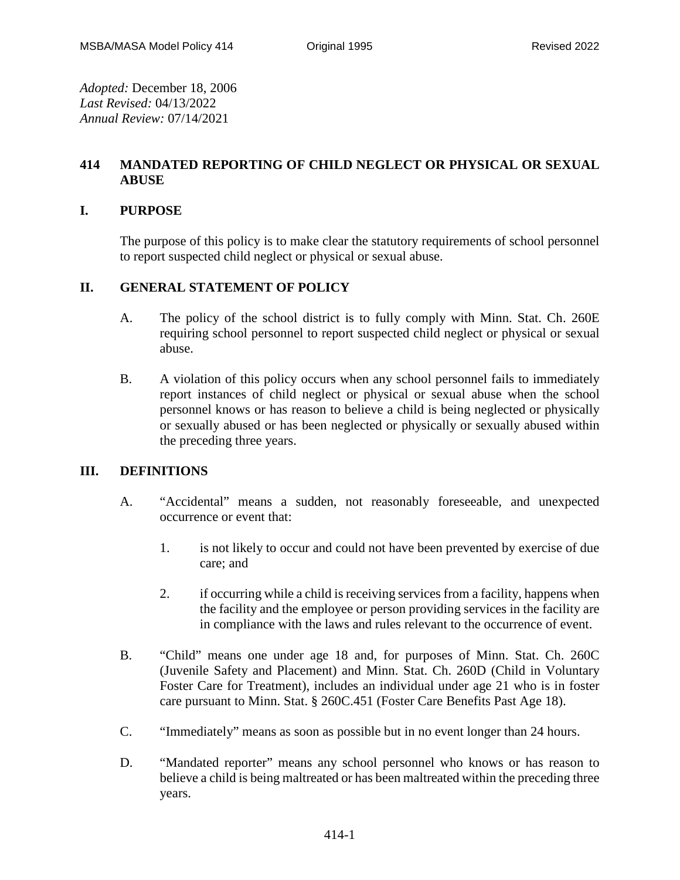*Adopted:* December 18, 2006
*Last Revised:* 04/13/2022
*Annual Review:* 07/14/2021

# 414 MANDATED REPORTING OF CHILD NEGLECT OR PHYSICAL OR SEXUAL ABUSE

## I. PURPOSE

The purpose of this policy is to make clear the statutory requirements of school personnel to report suspected child neglect or physical or sexual abuse.

## II. GENERAL STATEMENT OF POLICY

A. The policy of the school district is to fully comply with Minn. Stat. Ch. 260E requiring school personnel to report suspected child neglect or physical or sexual abuse.

B. A violation of this policy occurs when any school personnel fails to immediately report instances of child neglect or physical or sexual abuse when the school personnel knows or has reason to believe a child is being neglected or physically or sexually abused or has been neglected or physically or sexually abused within the preceding three years.

## III. DEFINITIONS

A. "Accidental" means a sudden, not reasonably foreseeable, and unexpected occurrence or event that:

1. is not likely to occur and could not have been prevented by exercise of due care; and

2. if occurring while a child is receiving services from a facility, happens when the facility and the employee or person providing services in the facility are in compliance with the laws and rules relevant to the occurrence of event.

B. "Child" means one under age 18 and, for purposes of Minn. Stat. Ch. 260C (Juvenile Safety and Placement) and Minn. Stat. Ch. 260D (Child in Voluntary Foster Care for Treatment), includes an individual under age 21 who is in foster care pursuant to Minn. Stat. § 260C.451 (Foster Care Benefits Past Age 18).

C. "Immediately" means as soon as possible but in no event longer than 24 hours.

D. "Mandated reporter" means any school personnel who knows or has reason to believe a child is being maltreated or has been maltreated within the preceding three years.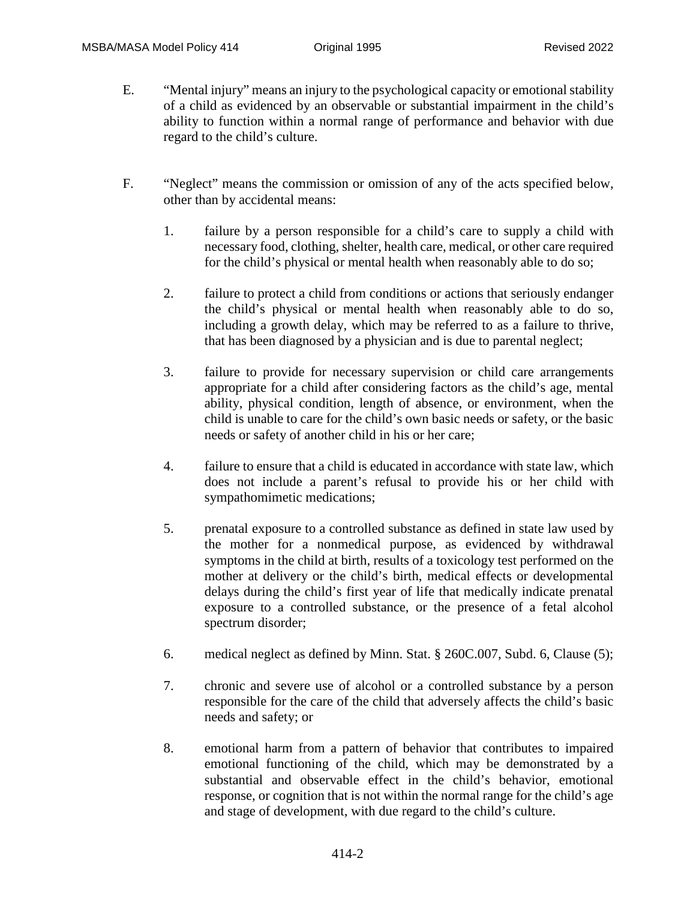E. "Mental injury" means an injury to the psychological capacity or emotional stability of a child as evidenced by an observable or substantial impairment in the child's ability to function within a normal range of performance and behavior with due regard to the child's culture.

F. "Neglect" means the commission or omission of any of the acts specified below, other than by accidental means:

1. failure by a person responsible for a child's care to supply a child with necessary food, clothing, shelter, health care, medical, or other care required for the child's physical or mental health when reasonably able to do so;

2. failure to protect a child from conditions or actions that seriously endanger the child's physical or mental health when reasonably able to do so, including a growth delay, which may be referred to as a failure to thrive, that has been diagnosed by a physician and is due to parental neglect;

3. failure to provide for necessary supervision or child care arrangements appropriate for a child after considering factors as the child's age, mental ability, physical condition, length of absence, or environment, when the child is unable to care for the child's own basic needs or safety, or the basic needs or safety of another child in his or her care;

4. failure to ensure that a child is educated in accordance with state law, which does not include a parent's refusal to provide his or her child with sympathomimetic medications;

5. prenatal exposure to a controlled substance as defined in state law used by the mother for a nonmedical purpose, as evidenced by withdrawal symptoms in the child at birth, results of a toxicology test performed on the mother at delivery or the child's birth, medical effects or developmental delays during the child's first year of life that medically indicate prenatal exposure to a controlled substance, or the presence of a fetal alcohol spectrum disorder;

6. medical neglect as defined by Minn. Stat. § 260C.007, Subd. 6, Clause (5);

7. chronic and severe use of alcohol or a controlled substance by a person responsible for the care of the child that adversely affects the child's basic needs and safety; or

8. emotional harm from a pattern of behavior that contributes to impaired emotional functioning of the child, which may be demonstrated by a substantial and observable effect in the child's behavior, emotional response, or cognition that is not within the normal range for the child's age and stage of development, with due regard to the child's culture.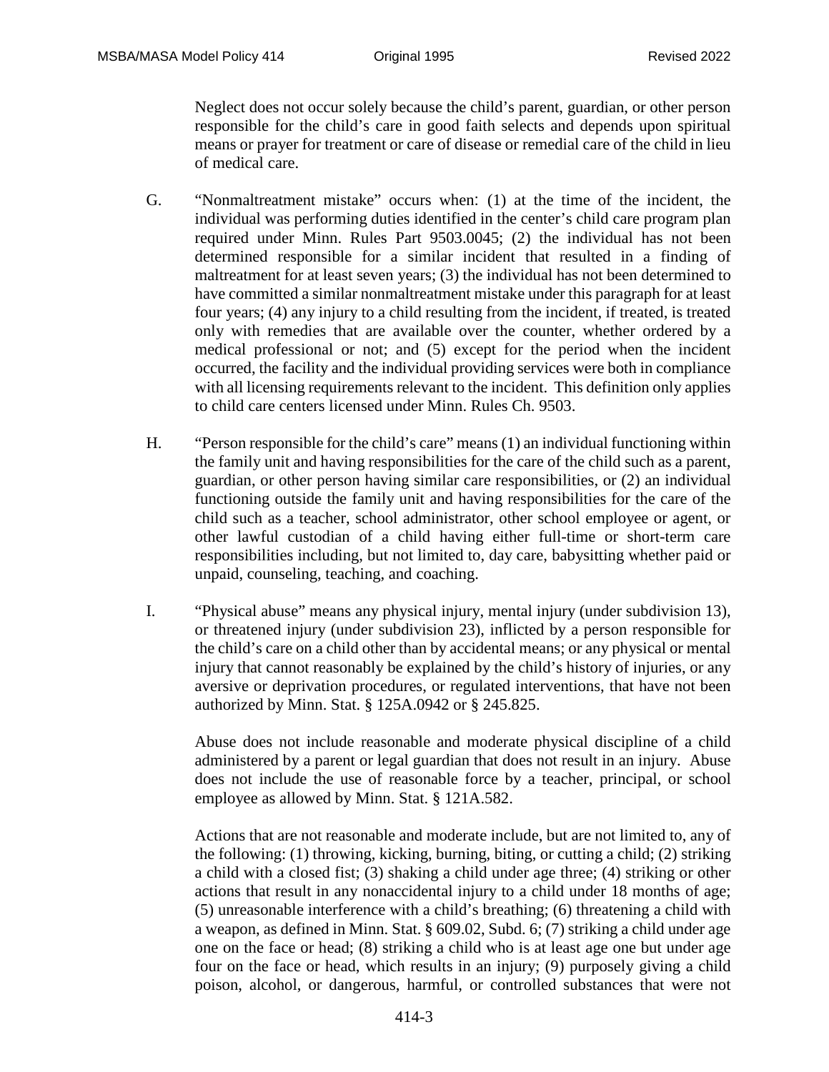Neglect does not occur solely because the child's parent, guardian, or other person responsible for the child's care in good faith selects and depends upon spiritual means or prayer for treatment or care of disease or remedial care of the child in lieu of medical care.

G. "Nonmaltreatment mistake" occurs when: (1) at the time of the incident, the individual was performing duties identified in the center's child care program plan required under Minn. Rules Part 9503.0045; (2) the individual has not been determined responsible for a similar incident that resulted in a finding of maltreatment for at least seven years; (3) the individual has not been determined to have committed a similar nonmaltreatment mistake under this paragraph for at least four years; (4) any injury to a child resulting from the incident, if treated, is treated only with remedies that are available over the counter, whether ordered by a medical professional or not; and (5) except for the period when the incident occurred, the facility and the individual providing services were both in compliance with all licensing requirements relevant to the incident. This definition only applies to child care centers licensed under Minn. Rules Ch. 9503.

H. "Person responsible for the child's care" means (1) an individual functioning within the family unit and having responsibilities for the care of the child such as a parent, guardian, or other person having similar care responsibilities, or (2) an individual functioning outside the family unit and having responsibilities for the care of the child such as a teacher, school administrator, other school employee or agent, or other lawful custodian of a child having either full-time or short-term care responsibilities including, but not limited to, day care, babysitting whether paid or unpaid, counseling, teaching, and coaching.

I. "Physical abuse" means any physical injury, mental injury (under subdivision 13), or threatened injury (under subdivision 23), inflicted by a person responsible for the child's care on a child other than by accidental means; or any physical or mental injury that cannot reasonably be explained by the child's history of injuries, or any aversive or deprivation procedures, or regulated interventions, that have not been authorized by Minn. Stat. § 125A.0942 or § 245.825.

Abuse does not include reasonable and moderate physical discipline of a child administered by a parent or legal guardian that does not result in an injury. Abuse does not include the use of reasonable force by a teacher, principal, or school employee as allowed by Minn. Stat. § 121A.582.

Actions that are not reasonable and moderate include, but are not limited to, any of the following: (1) throwing, kicking, burning, biting, or cutting a child; (2) striking a child with a closed fist; (3) shaking a child under age three; (4) striking or other actions that result in any nonaccidental injury to a child under 18 months of age; (5) unreasonable interference with a child's breathing; (6) threatening a child with a weapon, as defined in Minn. Stat. § 609.02, Subd. 6; (7) striking a child under age one on the face or head; (8) striking a child who is at least age one but under age four on the face or head, which results in an injury; (9) purposely giving a child poison, alcohol, or dangerous, harmful, or controlled substances that were not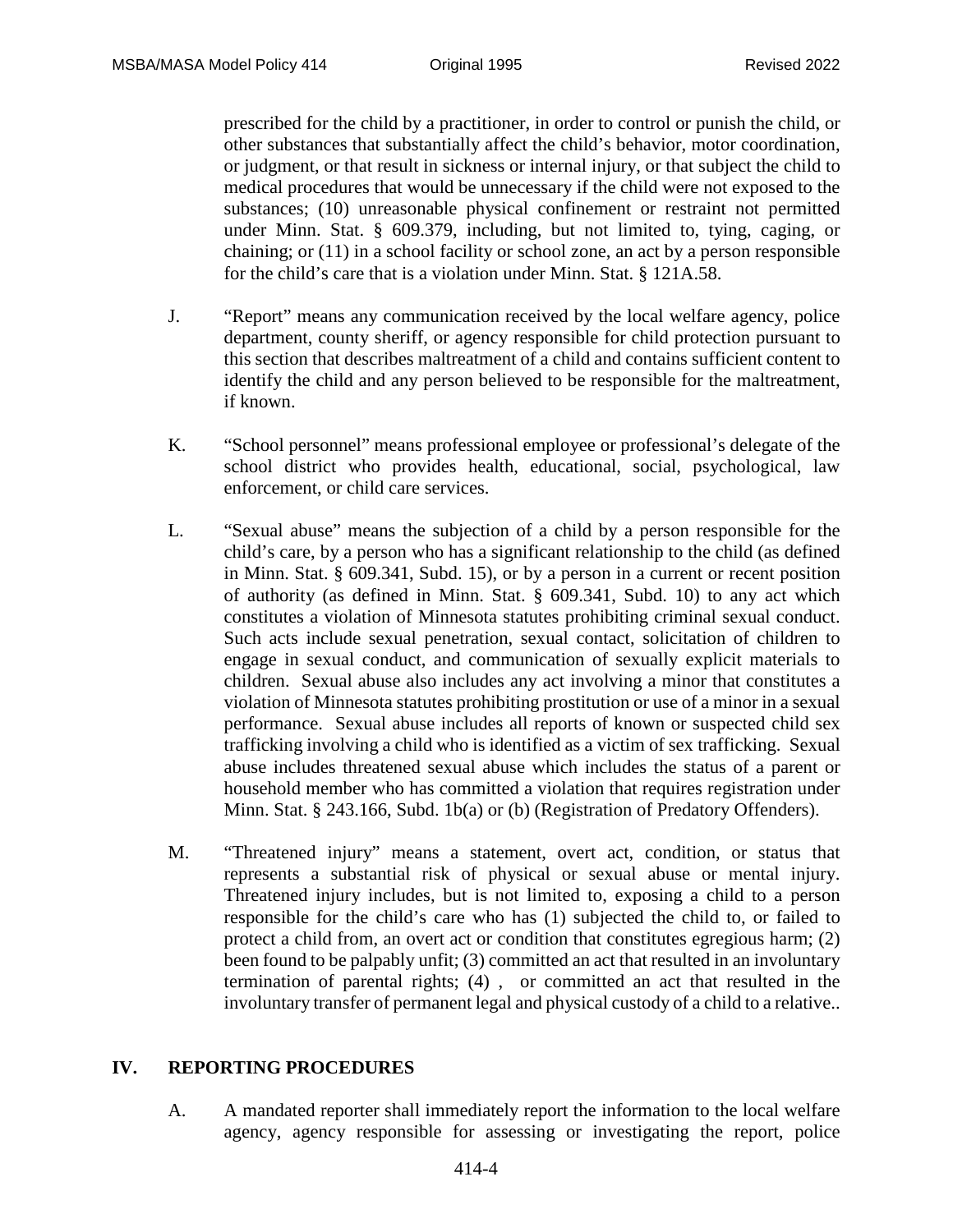prescribed for the child by a practitioner, in order to control or punish the child, or other substances that substantially affect the child's behavior, motor coordination, or judgment, or that result in sickness or internal injury, or that subject the child to medical procedures that would be unnecessary if the child were not exposed to the substances; (10) unreasonable physical confinement or restraint not permitted under Minn. Stat. § 609.379, including, but not limited to, tying, caging, or chaining; or (11) in a school facility or school zone, an act by a person responsible for the child's care that is a violation under Minn. Stat. § 121A.58.

J. "Report" means any communication received by the local welfare agency, police department, county sheriff, or agency responsible for child protection pursuant to this section that describes maltreatment of a child and contains sufficient content to identify the child and any person believed to be responsible for the maltreatment, if known.

K. "School personnel" means professional employee or professional's delegate of the school district who provides health, educational, social, psychological, law enforcement, or child care services.

L. "Sexual abuse" means the subjection of a child by a person responsible for the child's care, by a person who has a significant relationship to the child (as defined in Minn. Stat. § 609.341, Subd. 15), or by a person in a current or recent position of authority (as defined in Minn. Stat. § 609.341, Subd. 10) to any act which constitutes a violation of Minnesota statutes prohibiting criminal sexual conduct. Such acts include sexual penetration, sexual contact, solicitation of children to engage in sexual conduct, and communication of sexually explicit materials to children. Sexual abuse also includes any act involving a minor that constitutes a violation of Minnesota statutes prohibiting prostitution or use of a minor in a sexual performance. Sexual abuse includes all reports of known or suspected child sex trafficking involving a child who is identified as a victim of sex trafficking. Sexual abuse includes threatened sexual abuse which includes the status of a parent or household member who has committed a violation that requires registration under Minn. Stat. § 243.166, Subd. 1b(a) or (b) (Registration of Predatory Offenders).

M. "Threatened injury" means a statement, overt act, condition, or status that represents a substantial risk of physical or sexual abuse or mental injury. Threatened injury includes, but is not limited to, exposing a child to a person responsible for the child's care who has (1) subjected the child to, or failed to protect a child from, an overt act or condition that constitutes egregious harm; (2) been found to be palpably unfit; (3) committed an act that resulted in an involuntary termination of parental rights; (4) , or committed an act that resulted in the involuntary transfer of permanent legal and physical custody of a child to a relative..

## IV. REPORTING PROCEDURES

A. A mandated reporter shall immediately report the information to the local welfare agency, agency responsible for assessing or investigating the report, police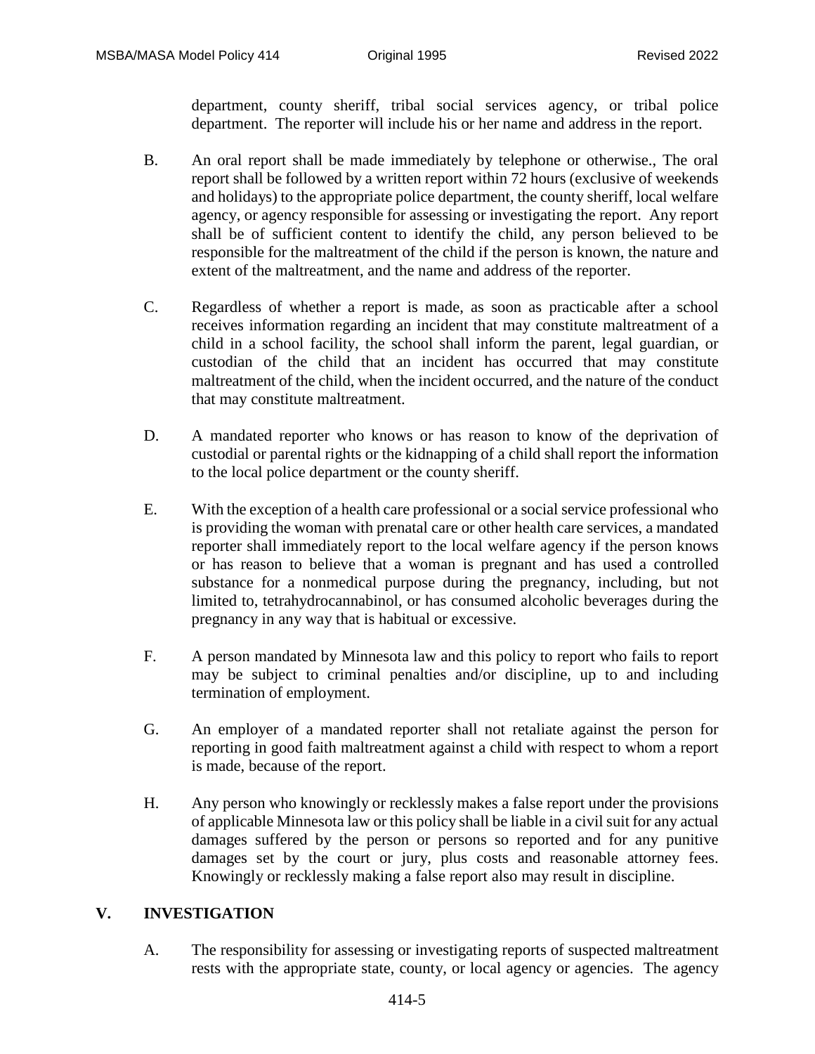department, county sheriff, tribal social services agency, or tribal police department. The reporter will include his or her name and address in the report.

B. An oral report shall be made immediately by telephone or otherwise., The oral report shall be followed by a written report within 72 hours (exclusive of weekends and holidays) to the appropriate police department, the county sheriff, local welfare agency, or agency responsible for assessing or investigating the report. Any report shall be of sufficient content to identify the child, any person believed to be responsible for the maltreatment of the child if the person is known, the nature and extent of the maltreatment, and the name and address of the reporter.

C. Regardless of whether a report is made, as soon as practicable after a school receives information regarding an incident that may constitute maltreatment of a child in a school facility, the school shall inform the parent, legal guardian, or custodian of the child that an incident has occurred that may constitute maltreatment of the child, when the incident occurred, and the nature of the conduct that may constitute maltreatment.

D. A mandated reporter who knows or has reason to know of the deprivation of custodial or parental rights or the kidnapping of a child shall report the information to the local police department or the county sheriff.

E. With the exception of a health care professional or a social service professional who is providing the woman with prenatal care or other health care services, a mandated reporter shall immediately report to the local welfare agency if the person knows or has reason to believe that a woman is pregnant and has used a controlled substance for a nonmedical purpose during the pregnancy, including, but not limited to, tetrahydrocannabinol, or has consumed alcoholic beverages during the pregnancy in any way that is habitual or excessive.

F. A person mandated by Minnesota law and this policy to report who fails to report may be subject to criminal penalties and/or discipline, up to and including termination of employment.

G. An employer of a mandated reporter shall not retaliate against the person for reporting in good faith maltreatment against a child with respect to whom a report is made, because of the report.

H. Any person who knowingly or recklessly makes a false report under the provisions of applicable Minnesota law or this policy shall be liable in a civil suit for any actual damages suffered by the person or persons so reported and for any punitive damages set by the court or jury, plus costs and reasonable attorney fees. Knowingly or recklessly making a false report also may result in discipline.

## V. INVESTIGATION

A. The responsibility for assessing or investigating reports of suspected maltreatment rests with the appropriate state, county, or local agency or agencies. The agency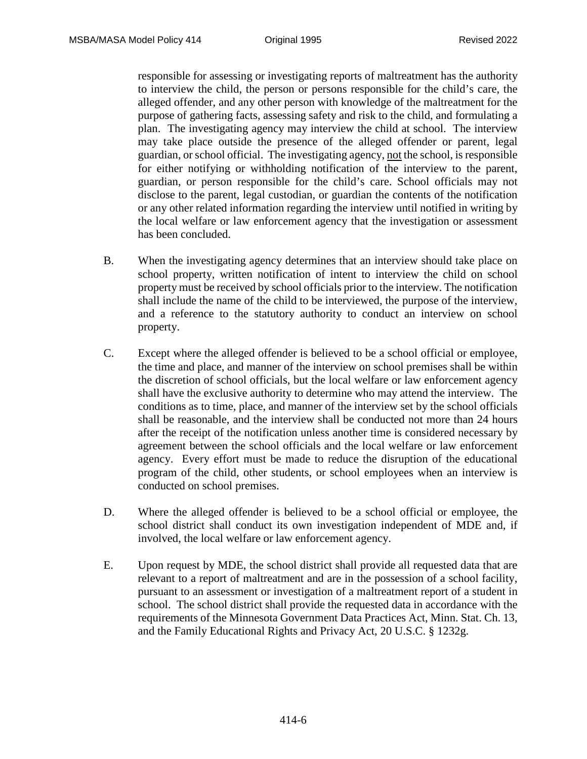responsible for assessing or investigating reports of maltreatment has the authority to interview the child, the person or persons responsible for the child's care, the alleged offender, and any other person with knowledge of the maltreatment for the purpose of gathering facts, assessing safety and risk to the child, and formulating a plan. The investigating agency may interview the child at school. The interview may take place outside the presence of the alleged offender or parent, legal guardian, or school official. The investigating agency, <u>not</u> the school, is responsible for either notifying or withholding notification of the interview to the parent, guardian, or person responsible for the child's care. School officials may not disclose to the parent, legal custodian, or guardian the contents of the notification or any other related information regarding the interview until notified in writing by the local welfare or law enforcement agency that the investigation or assessment has been concluded.

B. When the investigating agency determines that an interview should take place on school property, written notification of intent to interview the child on school property must be received by school officials prior to the interview. The notification shall include the name of the child to be interviewed, the purpose of the interview, and a reference to the statutory authority to conduct an interview on school property.

C. Except where the alleged offender is believed to be a school official or employee, the time and place, and manner of the interview on school premises shall be within the discretion of school officials, but the local welfare or law enforcement agency shall have the exclusive authority to determine who may attend the interview. The conditions as to time, place, and manner of the interview set by the school officials shall be reasonable, and the interview shall be conducted not more than 24 hours after the receipt of the notification unless another time is considered necessary by agreement between the school officials and the local welfare or law enforcement agency. Every effort must be made to reduce the disruption of the educational program of the child, other students, or school employees when an interview is conducted on school premises.

D. Where the alleged offender is believed to be a school official or employee, the school district shall conduct its own investigation independent of MDE and, if involved, the local welfare or law enforcement agency.

E. Upon request by MDE, the school district shall provide all requested data that are relevant to a report of maltreatment and are in the possession of a school facility, pursuant to an assessment or investigation of a maltreatment report of a student in school. The school district shall provide the requested data in accordance with the requirements of the Minnesota Government Data Practices Act, Minn. Stat. Ch. 13, and the Family Educational Rights and Privacy Act, 20 U.S.C. § 1232g.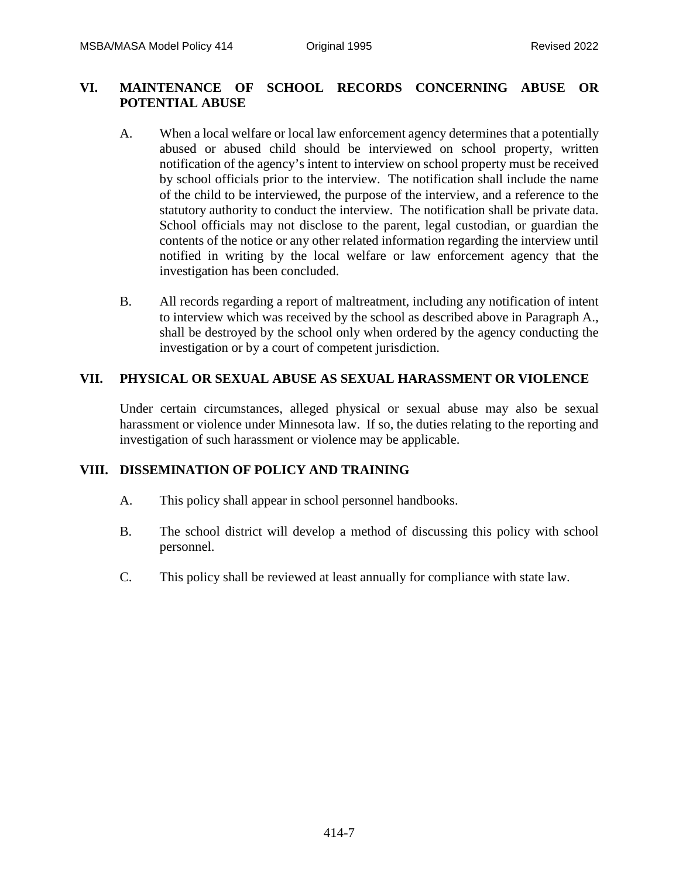## VI. MAINTENANCE OF SCHOOL RECORDS CONCERNING ABUSE OR POTENTIAL ABUSE

A. When a local welfare or local law enforcement agency determines that a potentially abused or abused child should be interviewed on school property, written notification of the agency's intent to interview on school property must be received by school officials prior to the interview. The notification shall include the name of the child to be interviewed, the purpose of the interview, and a reference to the statutory authority to conduct the interview. The notification shall be private data. School officials may not disclose to the parent, legal custodian, or guardian the contents of the notice or any other related information regarding the interview until notified in writing by the local welfare or law enforcement agency that the investigation has been concluded.

B. All records regarding a report of maltreatment, including any notification of intent to interview which was received by the school as described above in Paragraph A., shall be destroyed by the school only when ordered by the agency conducting the investigation or by a court of competent jurisdiction.

## VII. PHYSICAL OR SEXUAL ABUSE AS SEXUAL HARASSMENT OR VIOLENCE

Under certain circumstances, alleged physical or sexual abuse may also be sexual harassment or violence under Minnesota law. If so, the duties relating to the reporting and investigation of such harassment or violence may be applicable.

## VIII. DISSEMINATION OF POLICY AND TRAINING

A. This policy shall appear in school personnel handbooks.

B. The school district will develop a method of discussing this policy with school personnel.

C. This policy shall be reviewed at least annually for compliance with state law.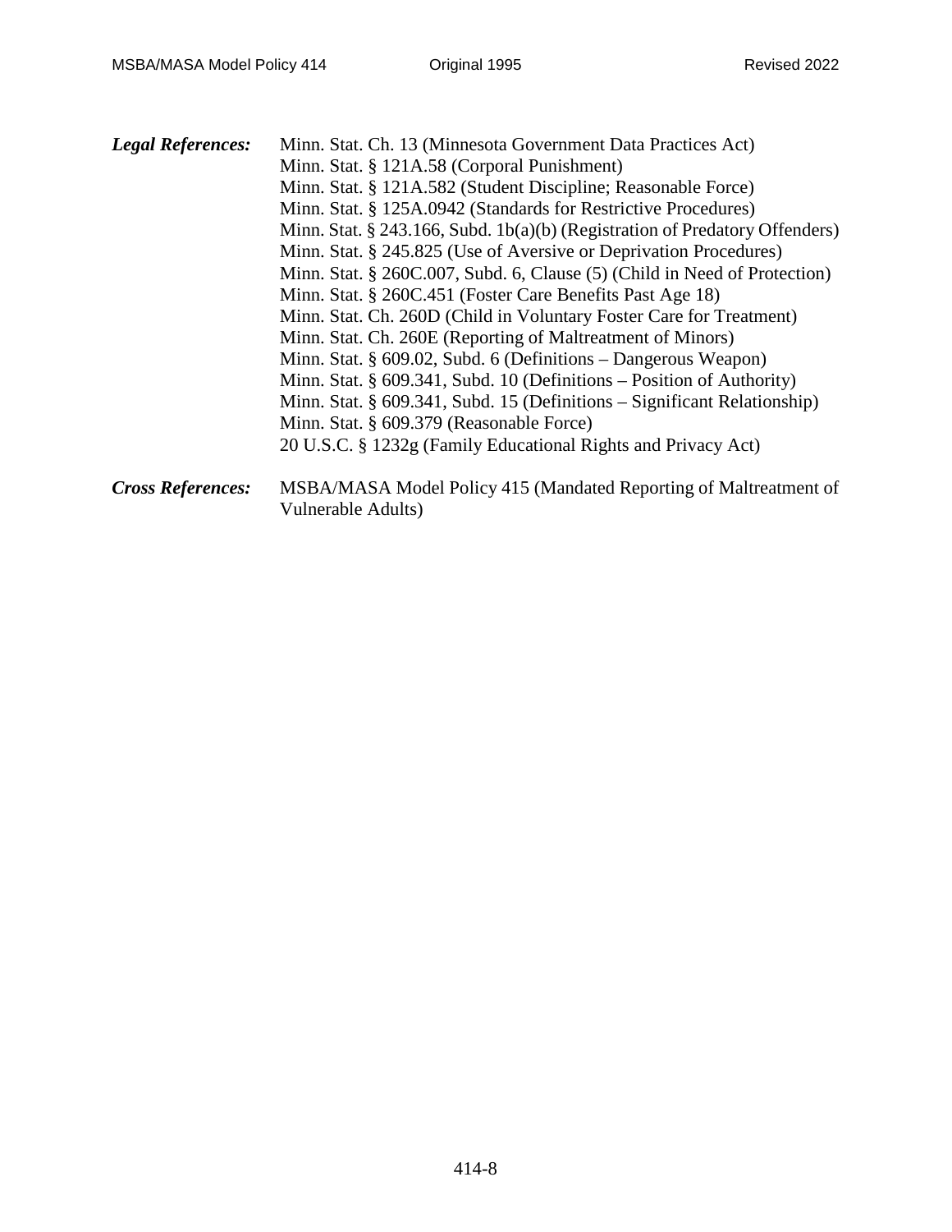***Legal References:*** Minn. Stat. Ch. 13 (Minnesota Government Data Practices Act)
Minn. Stat. § 121A.58 (Corporal Punishment)
Minn. Stat. § 121A.582 (Student Discipline; Reasonable Force)
Minn. Stat. § 125A.0942 (Standards for Restrictive Procedures)
Minn. Stat. § 243.166, Subd. 1b(a)(b) (Registration of Predatory Offenders)
Minn. Stat. § 245.825 (Use of Aversive or Deprivation Procedures)
Minn. Stat. § 260C.007, Subd. 6, Clause (5) (Child in Need of Protection)
Minn. Stat. § 260C.451 (Foster Care Benefits Past Age 18)
Minn. Stat. Ch. 260D (Child in Voluntary Foster Care for Treatment)
Minn. Stat. Ch. 260E (Reporting of Maltreatment of Minors)
Minn. Stat. § 609.02, Subd. 6 (Definitions – Dangerous Weapon)
Minn. Stat. § 609.341, Subd. 10 (Definitions – Position of Authority)
Minn. Stat. § 609.341, Subd. 15 (Definitions – Significant Relationship)
Minn. Stat. § 609.379 (Reasonable Force)
20 U.S.C. § 1232g (Family Educational Rights and Privacy Act)

***Cross References:*** MSBA/MASA Model Policy 415 (Mandated Reporting of Maltreatment of Vulnerable Adults)